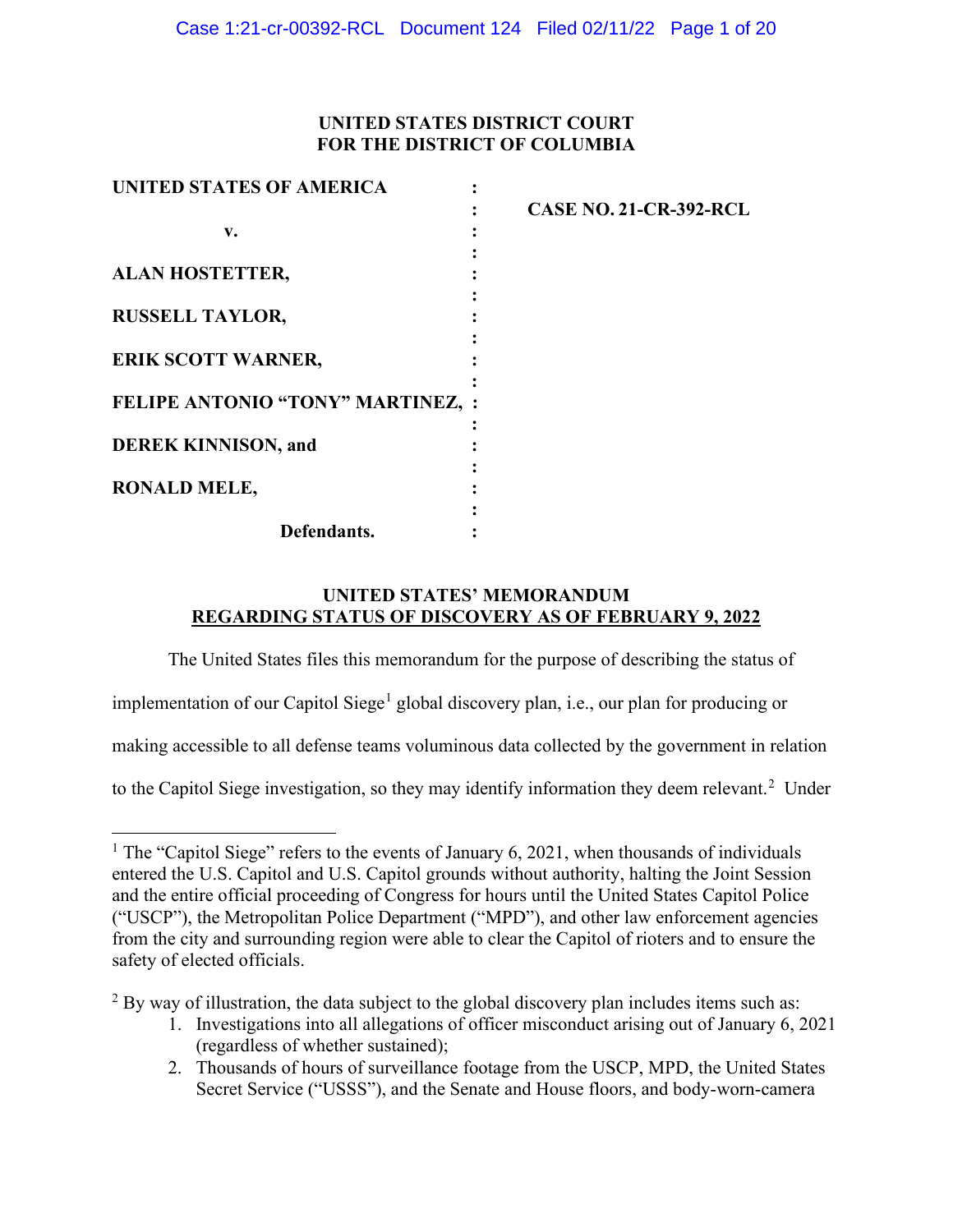**UNITED STATES DISTRICT COURT**
**FOR THE DISTRICT OF COLUMBIA**

| | | |
|---|---|---|
| **UNITED STATES OF AMERICA** | : | |
| | : | **CASE NO. 21-CR-392-RCL** |
| **v.** | : | |
| | : | |
| **ALAN HOSTETTER,** | : | |
| | : | |
| **RUSSELL TAYLOR,** | : | |
| | : | |
| **ERIK SCOTT WARNER,** | : | |
| | : | |
| **FELIPE ANTONIO "TONY" MARTINEZ,** | : | |
| | : | |
| **DEREK KINNISON, and** | : | |
| | : | |
| **RONALD MELE,** | : | |
| | : | |
| **Defendants.** | : | |

**UNITED STATES' MEMORANDUM**
**REGARDING STATUS OF DISCOVERY AS OF FEBRUARY 9, 2022**

The United States files this memorandum for the purpose of describing the status of implementation of our Capitol Siege[1] global discovery plan, i.e., our plan for producing or making accessible to all defense teams voluminous data collected by the government in relation to the Capitol Siege investigation, so they may identify information they deem relevant.[2] Under

---

[1] The "Capitol Siege" refers to the events of January 6, 2021, when thousands of individuals entered the U.S. Capitol and U.S. Capitol grounds without authority, halting the Joint Session and the entire official proceeding of Congress for hours until the United States Capitol Police ("USCP"), the Metropolitan Police Department ("MPD"), and other law enforcement agencies from the city and surrounding region were able to clear the Capitol of rioters and to ensure the safety of elected officials.

[2] By way of illustration, the data subject to the global discovery plan includes items such as:

1. Investigations into all allegations of officer misconduct arising out of January 6, 2021 (regardless of whether sustained);
2. Thousands of hours of surveillance footage from the USCP, MPD, the United States Secret Service ("USSS"), and the Senate and House floors, and body-worn-camera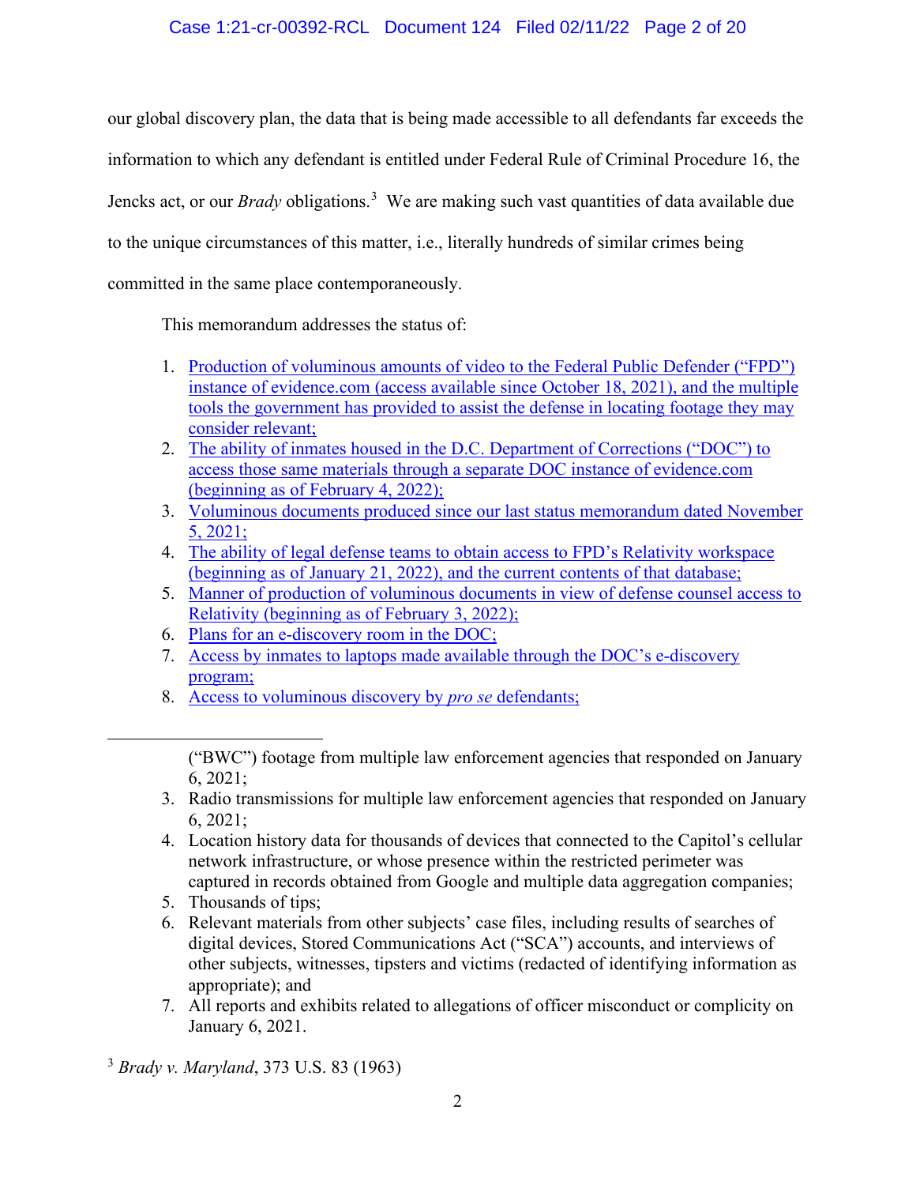our global discovery plan, the data that is being made accessible to all defendants far exceeds the information to which any defendant is entitled under Federal Rule of Criminal Procedure 16, the Jencks act, or our *Brady* obligations.[3] We are making such vast quantities of data available due to the unique circumstances of this matter, i.e., literally hundreds of similar crimes being committed in the same place contemporaneously.

This memorandum addresses the status of:

1. Production of voluminous amounts of video to the Federal Public Defender ("FPD") instance of evidence.com (access available since October 18, 2021), and the multiple tools the government has provided to assist the defense in locating footage they may consider relevant;
2. The ability of inmates housed in the D.C. Department of Corrections ("DOC") to access those same materials through a separate DOC instance of evidence.com (beginning as of February 4, 2022);
3. Voluminous documents produced since our last status memorandum dated November 5, 2021;
4. The ability of legal defense teams to obtain access to FPD's Relativity workspace (beginning as of January 21, 2022), and the current contents of that database;
5. Manner of production of voluminous documents in view of defense counsel access to Relativity (beginning as of February 3, 2022);
6. Plans for an e-discovery room in the DOC;
7. Access by inmates to laptops made available through the DOC's e-discovery program;
8. Access to voluminous discovery by *pro se* defendants;

---

("BWC") footage from multiple law enforcement agencies that responded on January 6, 2021;

3. Radio transmissions for multiple law enforcement agencies that responded on January 6, 2021;
4. Location history data for thousands of devices that connected to the Capitol's cellular network infrastructure, or whose presence within the restricted perimeter was captured in records obtained from Google and multiple data aggregation companies;
5. Thousands of tips;
6. Relevant materials from other subjects' case files, including results of searches of digital devices, Stored Communications Act ("SCA") accounts, and interviews of other subjects, witnesses, tipsters and victims (redacted of identifying information as appropriate); and
7. All reports and exhibits related to allegations of officer misconduct or complicity on January 6, 2021.

[3] *Brady v. Maryland*, 373 U.S. 83 (1963)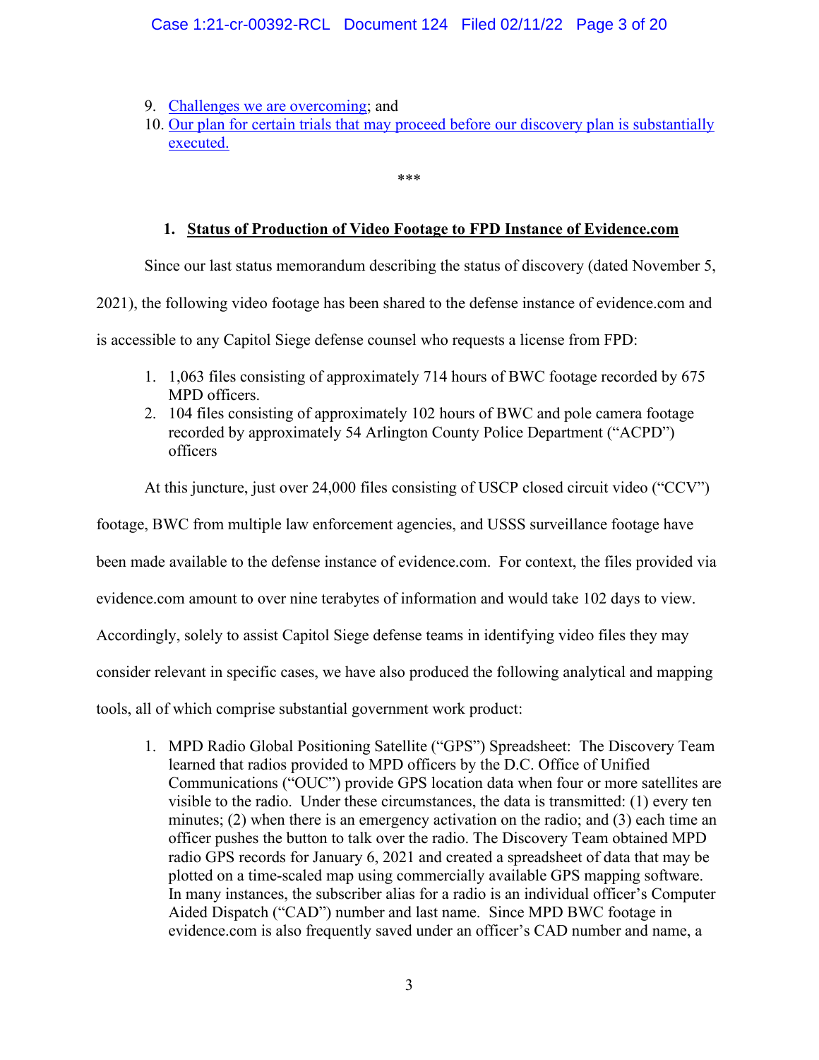9. [Challenges we are overcoming](); and
10. [Our plan for certain trials that may proceed before our discovery plan is substantially executed.]()

\*\*\*

### 1. Status of Production of Video Footage to FPD Instance of Evidence.com

Since our last status memorandum describing the status of discovery (dated November 5, 2021), the following video footage has been shared to the defense instance of evidence.com and is accessible to any Capitol Siege defense counsel who requests a license from FPD:

1. 1,063 files consisting of approximately 714 hours of BWC footage recorded by 675 MPD officers.
2. 104 files consisting of approximately 102 hours of BWC and pole camera footage recorded by approximately 54 Arlington County Police Department ("ACPD") officers

At this juncture, just over 24,000 files consisting of USCP closed circuit video ("CCV") footage, BWC from multiple law enforcement agencies, and USSS surveillance footage have been made available to the defense instance of evidence.com. For context, the files provided via evidence.com amount to over nine terabytes of information and would take 102 days to view. Accordingly, solely to assist Capitol Siege defense teams in identifying video files they may consider relevant in specific cases, we have also produced the following analytical and mapping tools, all of which comprise substantial government work product:

1. MPD Radio Global Positioning Satellite ("GPS") Spreadsheet: The Discovery Team learned that radios provided to MPD officers by the D.C. Office of Unified Communications ("OUC") provide GPS location data when four or more satellites are visible to the radio. Under these circumstances, the data is transmitted: (1) every ten minutes; (2) when there is an emergency activation on the radio; and (3) each time an officer pushes the button to talk over the radio. The Discovery Team obtained MPD radio GPS records for January 6, 2021 and created a spreadsheet of data that may be plotted on a time-scaled map using commercially available GPS mapping software. In many instances, the subscriber alias for a radio is an individual officer's Computer Aided Dispatch ("CAD") number and last name. Since MPD BWC footage in evidence.com is also frequently saved under an officer's CAD number and name, a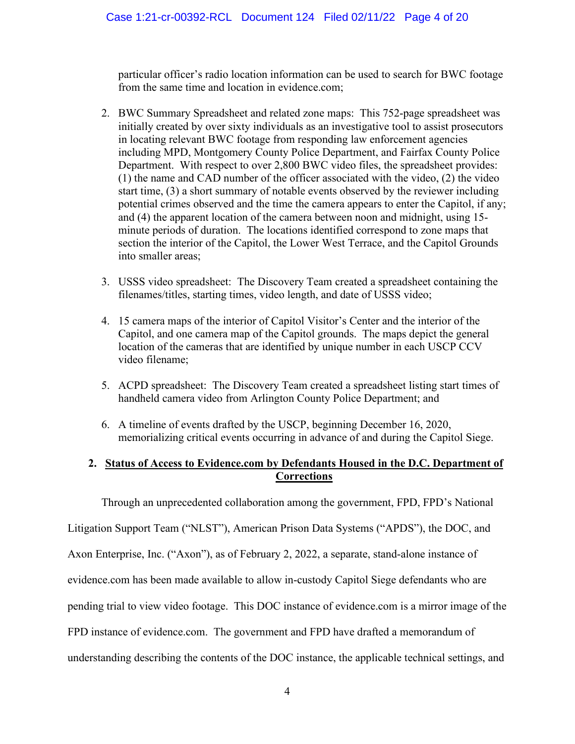particular officer's radio location information can be used to search for BWC footage from the same time and location in evidence.com;

2. BWC Summary Spreadsheet and related zone maps: This 752-page spreadsheet was initially created by over sixty individuals as an investigative tool to assist prosecutors in locating relevant BWC footage from responding law enforcement agencies including MPD, Montgomery County Police Department, and Fairfax County Police Department. With respect to over 2,800 BWC video files, the spreadsheet provides: (1) the name and CAD number of the officer associated with the video, (2) the video start time, (3) a short summary of notable events observed by the reviewer including potential crimes observed and the time the camera appears to enter the Capitol, if any; and (4) the apparent location of the camera between noon and midnight, using 15-minute periods of duration. The locations identified correspond to zone maps that section the interior of the Capitol, the Lower West Terrace, and the Capitol Grounds into smaller areas;

3. USSS video spreadsheet: The Discovery Team created a spreadsheet containing the filenames/titles, starting times, video length, and date of USSS video;

4. 15 camera maps of the interior of Capitol Visitor's Center and the interior of the Capitol, and one camera map of the Capitol grounds. The maps depict the general location of the cameras that are identified by unique number in each USCP CCV video filename;

5. ACPD spreadsheet: The Discovery Team created a spreadsheet listing start times of handheld camera video from Arlington County Police Department; and

6. A timeline of events drafted by the USCP, beginning December 16, 2020, memorializing critical events occurring in advance of and during the Capitol Siege.

## 2. <u>Status of Access to Evidence.com by Defendants Housed in the D.C. Department of Corrections</u>

Through an unprecedented collaboration among the government, FPD, FPD's National Litigation Support Team ("NLST"), American Prison Data Systems ("APDS"), the DOC, and Axon Enterprise, Inc. ("Axon"), as of February 2, 2022, a separate, stand-alone instance of evidence.com has been made available to allow in-custody Capitol Siege defendants who are pending trial to view video footage. This DOC instance of evidence.com is a mirror image of the FPD instance of evidence.com. The government and FPD have drafted a memorandum of understanding describing the contents of the DOC instance, the applicable technical settings, and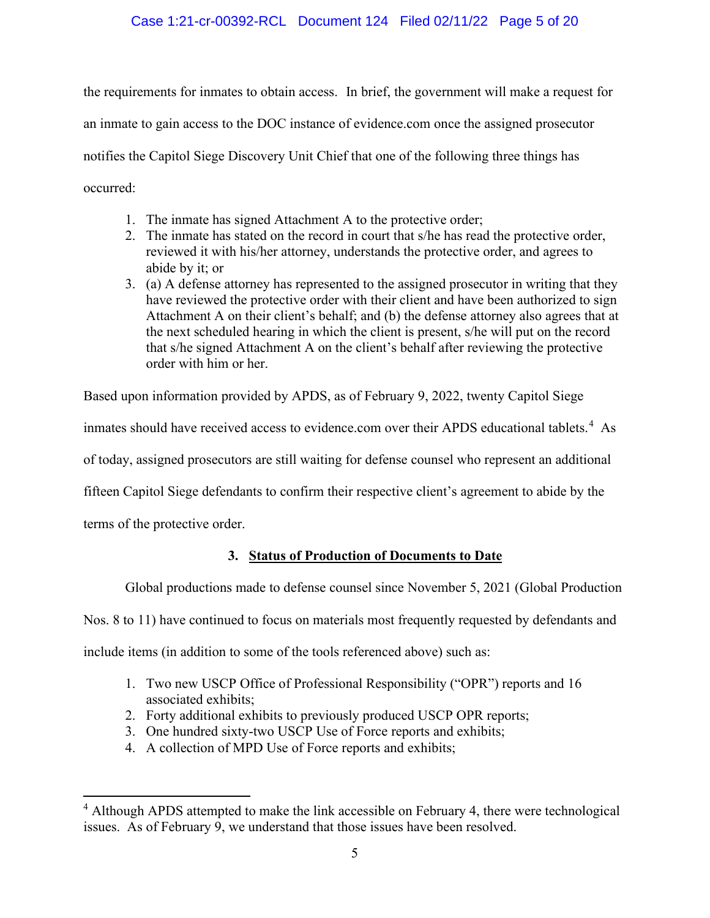the requirements for inmates to obtain access. In brief, the government will make a request for an inmate to gain access to the DOC instance of evidence.com once the assigned prosecutor notifies the Capitol Siege Discovery Unit Chief that one of the following three things has occurred:

1. The inmate has signed Attachment A to the protective order;
2. The inmate has stated on the record in court that s/he has read the protective order, reviewed it with his/her attorney, understands the protective order, and agrees to abide by it; or
3. (a) A defense attorney has represented to the assigned prosecutor in writing that they have reviewed the protective order with their client and have been authorized to sign Attachment A on their client's behalf; and (b) the defense attorney also agrees that at the next scheduled hearing in which the client is present, s/he will put on the record that s/he signed Attachment A on the client's behalf after reviewing the protective order with him or her.

Based upon information provided by APDS, as of February 9, 2022, twenty Capitol Siege inmates should have received access to evidence.com over their APDS educational tablets.[4] As of today, assigned prosecutors are still waiting for defense counsel who represent an additional fifteen Capitol Siege defendants to confirm their respective client's agreement to abide by the terms of the protective order.

### 3. Status of Production of Documents to Date

Global productions made to defense counsel since November 5, 2021 (Global Production Nos. 8 to 11) have continued to focus on materials most frequently requested by defendants and include items (in addition to some of the tools referenced above) such as:

1. Two new USCP Office of Professional Responsibility ("OPR") reports and 16 associated exhibits;
2. Forty additional exhibits to previously produced USCP OPR reports;
3. One hundred sixty-two USCP Use of Force reports and exhibits;
4. A collection of MPD Use of Force reports and exhibits;

[4] Although APDS attempted to make the link accessible on February 4, there were technological issues. As of February 9, we understand that those issues have been resolved.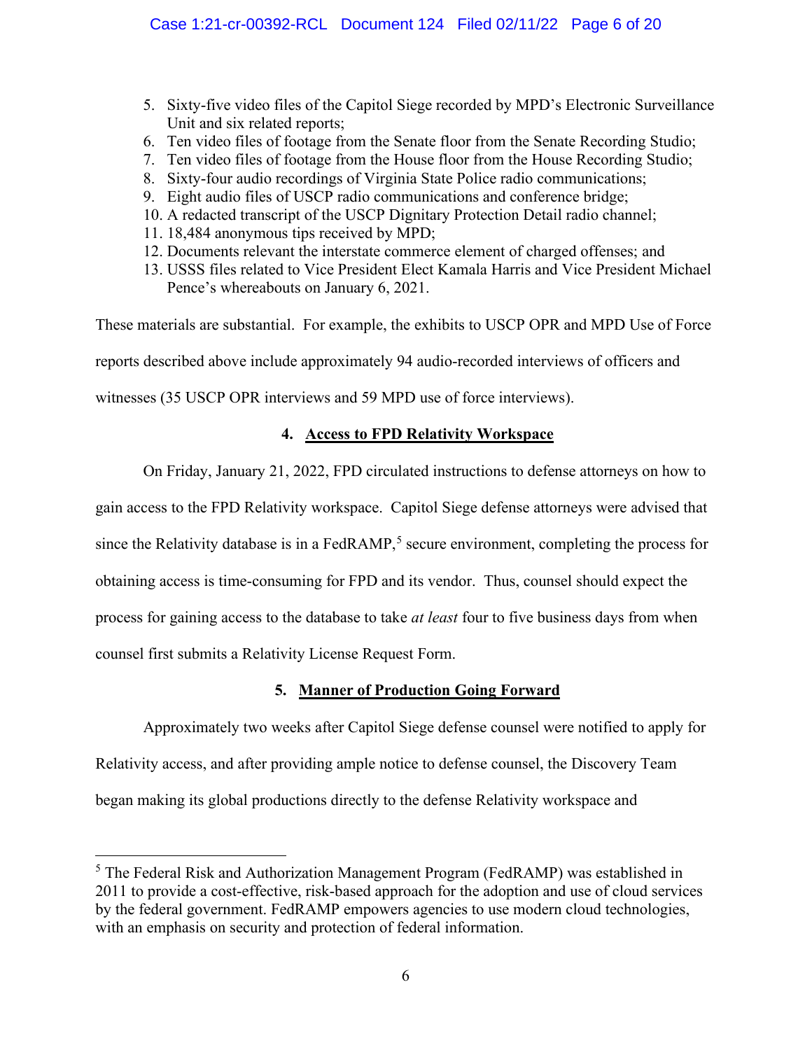5. Sixty-five video files of the Capitol Siege recorded by MPD's Electronic Surveillance Unit and six related reports;
6. Ten video files of footage from the Senate floor from the Senate Recording Studio;
7. Ten video files of footage from the House floor from the House Recording Studio;
8. Sixty-four audio recordings of Virginia State Police radio communications;
9. Eight audio files of USCP radio communications and conference bridge;
10. A redacted transcript of the USCP Dignitary Protection Detail radio channel;
11. 18,484 anonymous tips received by MPD;
12. Documents relevant the interstate commerce element of charged offenses; and
13. USSS files related to Vice President Elect Kamala Harris and Vice President Michael Pence's whereabouts on January 6, 2021.

These materials are substantial. For example, the exhibits to USCP OPR and MPD Use of Force reports described above include approximately 94 audio-recorded interviews of officers and witnesses (35 USCP OPR interviews and 59 MPD use of force interviews).

### 4. Access to FPD Relativity Workspace

On Friday, January 21, 2022, FPD circulated instructions to defense attorneys on how to gain access to the FPD Relativity workspace. Capitol Siege defense attorneys were advised that since the Relativity database is in a FedRAMP,[5] secure environment, completing the process for obtaining access is time-consuming for FPD and its vendor. Thus, counsel should expect the process for gaining access to the database to take *at least* four to five business days from when counsel first submits a Relativity License Request Form.

### 5. Manner of Production Going Forward

Approximately two weeks after Capitol Siege defense counsel were notified to apply for Relativity access, and after providing ample notice to defense counsel, the Discovery Team began making its global productions directly to the defense Relativity workspace and

---

[5] The Federal Risk and Authorization Management Program (FedRAMP) was established in 2011 to provide a cost-effective, risk-based approach for the adoption and use of cloud services by the federal government. FedRAMP empowers agencies to use modern cloud technologies, with an emphasis on security and protection of federal information.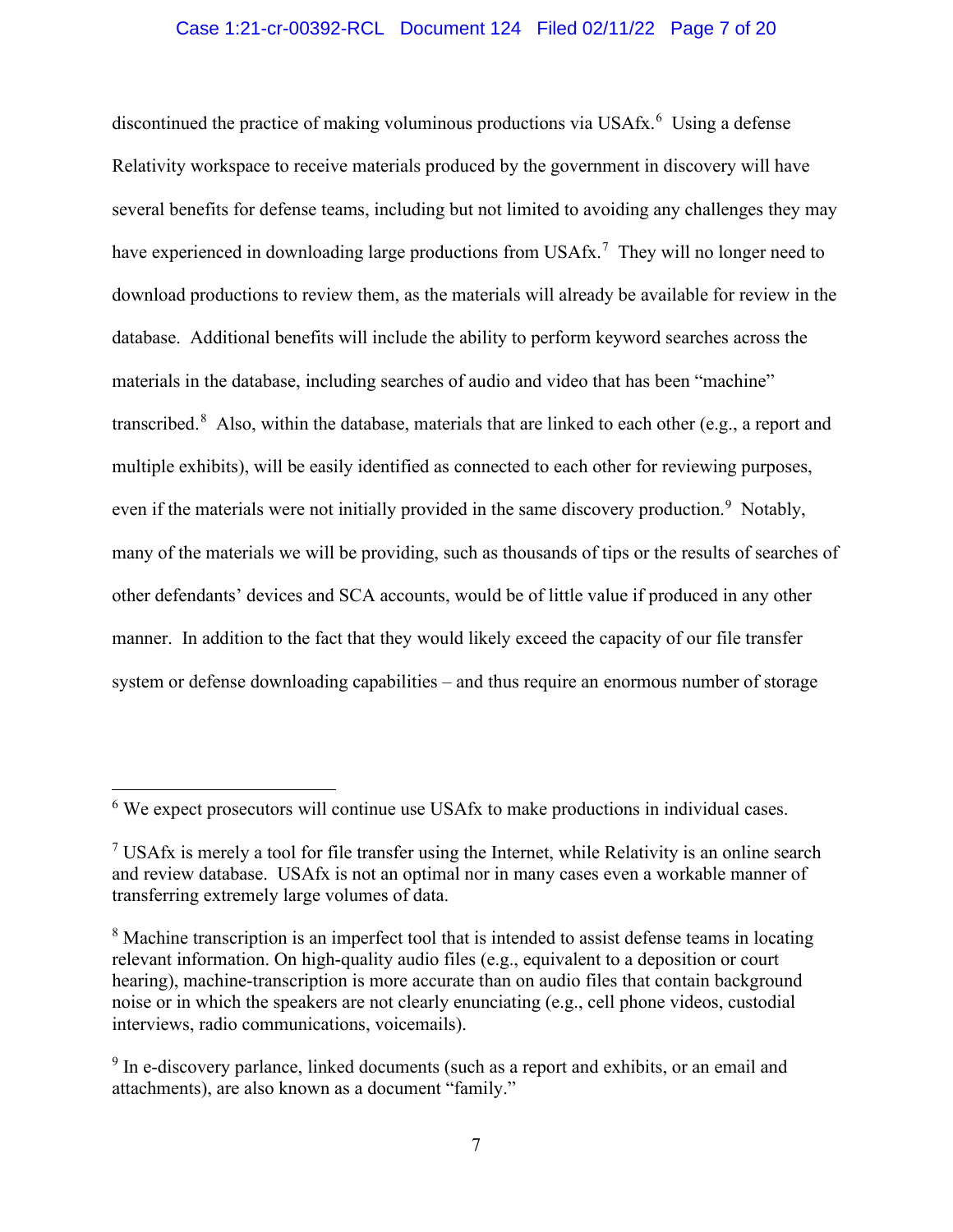discontinued the practice of making voluminous productions via USAfx.[6] Using a defense Relativity workspace to receive materials produced by the government in discovery will have several benefits for defense teams, including but not limited to avoiding any challenges they may have experienced in downloading large productions from USAfx.[7] They will no longer need to download productions to review them, as the materials will already be available for review in the database. Additional benefits will include the ability to perform keyword searches across the materials in the database, including searches of audio and video that has been "machine" transcribed.[8] Also, within the database, materials that are linked to each other (e.g., a report and multiple exhibits), will be easily identified as connected to each other for reviewing purposes, even if the materials were not initially provided in the same discovery production.[9] Notably, many of the materials we will be providing, such as thousands of tips or the results of searches of other defendants' devices and SCA accounts, would be of little value if produced in any other manner. In addition to the fact that they would likely exceed the capacity of our file transfer system or defense downloading capabilities – and thus require an enormous number of storage

---

[6] We expect prosecutors will continue use USAfx to make productions in individual cases.

[7] USAfx is merely a tool for file transfer using the Internet, while Relativity is an online search and review database. USAfx is not an optimal nor in many cases even a workable manner of transferring extremely large volumes of data.

[8] Machine transcription is an imperfect tool that is intended to assist defense teams in locating relevant information. On high-quality audio files (e.g., equivalent to a deposition or court hearing), machine-transcription is more accurate than on audio files that contain background noise or in which the speakers are not clearly enunciating (e.g., cell phone videos, custodial interviews, radio communications, voicemails).

[9] In e-discovery parlance, linked documents (such as a report and exhibits, or an email and attachments), are also known as a document "family."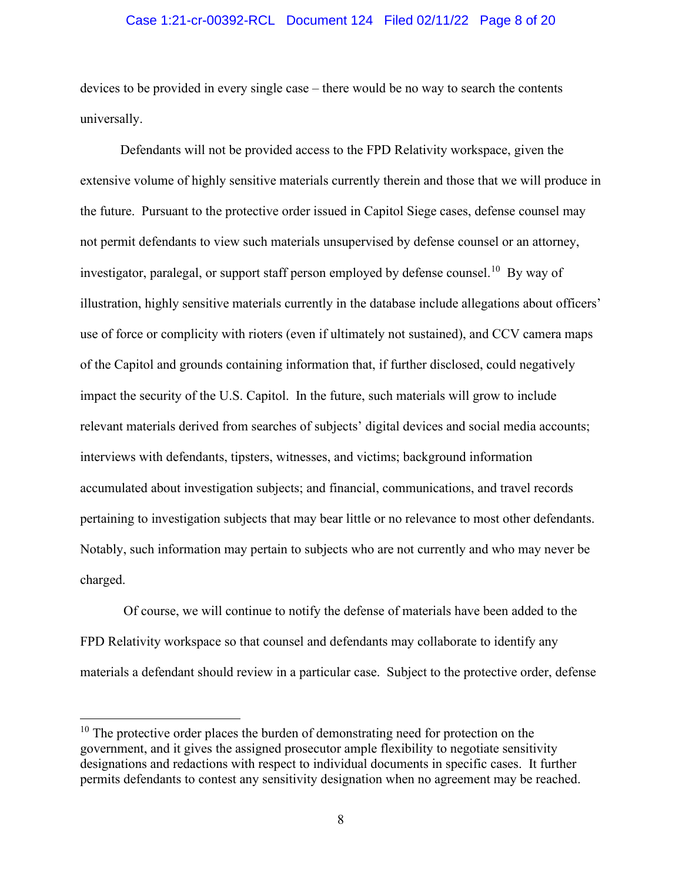devices to be provided in every single case – there would be no way to search the contents universally.

Defendants will not be provided access to the FPD Relativity workspace, given the extensive volume of highly sensitive materials currently therein and those that we will produce in the future. Pursuant to the protective order issued in Capitol Siege cases, defense counsel may not permit defendants to view such materials unsupervised by defense counsel or an attorney, investigator, paralegal, or support staff person employed by defense counsel.[10] By way of illustration, highly sensitive materials currently in the database include allegations about officers' use of force or complicity with rioters (even if ultimately not sustained), and CCV camera maps of the Capitol and grounds containing information that, if further disclosed, could negatively impact the security of the U.S. Capitol. In the future, such materials will grow to include relevant materials derived from searches of subjects' digital devices and social media accounts; interviews with defendants, tipsters, witnesses, and victims; background information accumulated about investigation subjects; and financial, communications, and travel records pertaining to investigation subjects that may bear little or no relevance to most other defendants. Notably, such information may pertain to subjects who are not currently and who may never be charged.

Of course, we will continue to notify the defense of materials have been added to the FPD Relativity workspace so that counsel and defendants may collaborate to identify any materials a defendant should review in a particular case. Subject to the protective order, defense

[10] The protective order places the burden of demonstrating need for protection on the government, and it gives the assigned prosecutor ample flexibility to negotiate sensitivity designations and redactions with respect to individual documents in specific cases. It further permits defendants to contest any sensitivity designation when no agreement may be reached.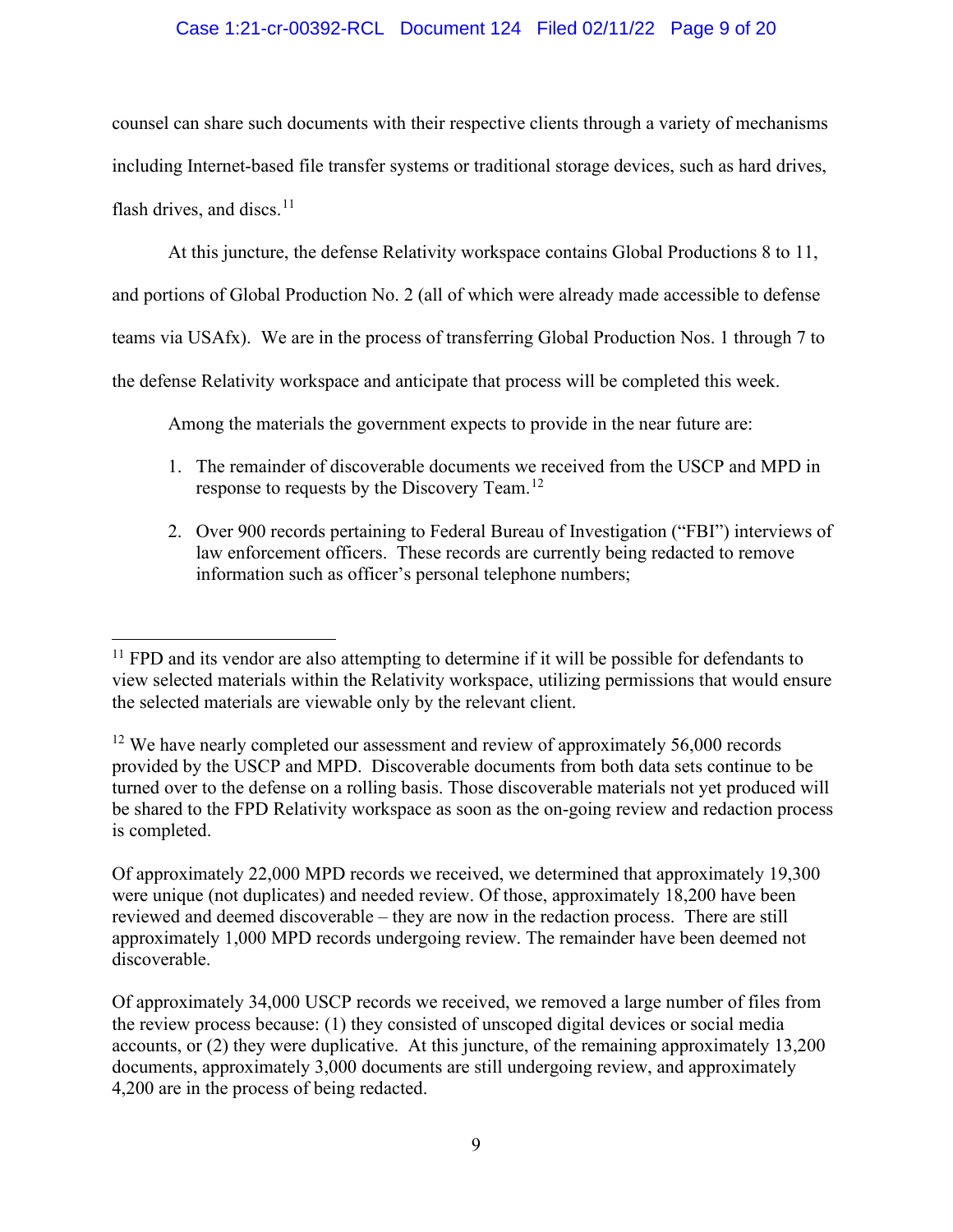counsel can share such documents with their respective clients through a variety of mechanisms including Internet-based file transfer systems or traditional storage devices, such as hard drives, flash drives, and discs.[11]

At this juncture, the defense Relativity workspace contains Global Productions 8 to 11, and portions of Global Production No. 2 (all of which were already made accessible to defense teams via USAfx). We are in the process of transferring Global Production Nos. 1 through 7 to the defense Relativity workspace and anticipate that process will be completed this week.

Among the materials the government expects to provide in the near future are:

1. The remainder of discoverable documents we received from the USCP and MPD in response to requests by the Discovery Team.[12]

2. Over 900 records pertaining to Federal Bureau of Investigation ("FBI") interviews of law enforcement officers. These records are currently being redacted to remove information such as officer's personal telephone numbers;

---

[11] FPD and its vendor are also attempting to determine if it will be possible for defendants to view selected materials within the Relativity workspace, utilizing permissions that would ensure the selected materials are viewable only by the relevant client.

[12] We have nearly completed our assessment and review of approximately 56,000 records provided by the USCP and MPD. Discoverable documents from both data sets continue to be turned over to the defense on a rolling basis. Those discoverable materials not yet produced will be shared to the FPD Relativity workspace as soon as the on-going review and redaction process is completed.

Of approximately 22,000 MPD records we received, we determined that approximately 19,300 were unique (not duplicates) and needed review. Of those, approximately 18,200 have been reviewed and deemed discoverable – they are now in the redaction process. There are still approximately 1,000 MPD records undergoing review. The remainder have been deemed not discoverable.

Of approximately 34,000 USCP records we received, we removed a large number of files from the review process because: (1) they consisted of unscoped digital devices or social media accounts, or (2) they were duplicative. At this juncture, of the remaining approximately 13,200 documents, approximately 3,000 documents are still undergoing review, and approximately 4,200 are in the process of being redacted.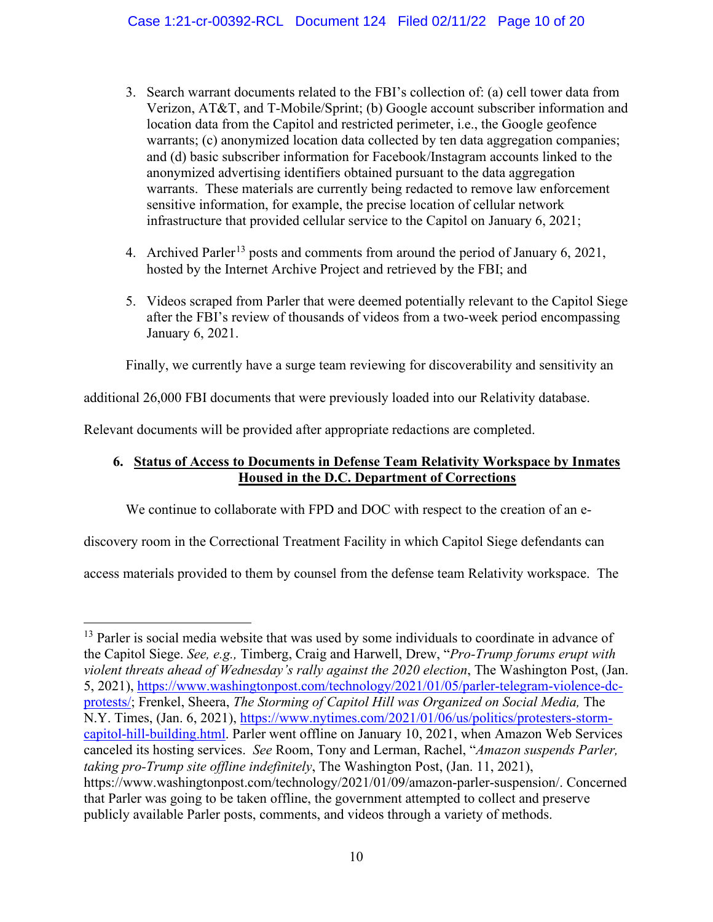3. Search warrant documents related to the FBI's collection of: (a) cell tower data from Verizon, AT&T, and T-Mobile/Sprint; (b) Google account subscriber information and location data from the Capitol and restricted perimeter, i.e., the Google geofence warrants; (c) anonymized location data collected by ten data aggregation companies; and (d) basic subscriber information for Facebook/Instagram accounts linked to the anonymized advertising identifiers obtained pursuant to the data aggregation warrants. These materials are currently being redacted to remove law enforcement sensitive information, for example, the precise location of cellular network infrastructure that provided cellular service to the Capitol on January 6, 2021;

4. Archived Parler[13] posts and comments from around the period of January 6, 2021, hosted by the Internet Archive Project and retrieved by the FBI; and

5. Videos scraped from Parler that were deemed potentially relevant to the Capitol Siege after the FBI's review of thousands of videos from a two-week period encompassing January 6, 2021.

Finally, we currently have a surge team reviewing for discoverability and sensitivity an additional 26,000 FBI documents that were previously loaded into our Relativity database. Relevant documents will be provided after appropriate redactions are completed.

**6. <u>Status of Access to Documents in Defense Team Relativity Workspace by Inmates Housed in the D.C. Department of Corrections</u>**

We continue to collaborate with FPD and DOC with respect to the creation of an e-discovery room in the Correctional Treatment Facility in which Capitol Siege defendants can access materials provided to them by counsel from the defense team Relativity workspace. The

---

[13] Parler is social media website that was used by some individuals to coordinate in advance of the Capitol Siege. *See, e.g.,* Timberg, Craig and Harwell, Drew, "*Pro-Trump forums erupt with violent threats ahead of Wednesday's rally against the 2020 election*, The Washington Post, (Jan. 5, 2021), https://www.washingtonpost.com/technology/2021/01/05/parler-telegram-violence-dc-protests/; Frenkel, Sheera, *The Storming of Capitol Hill was Organized on Social Media,* The N.Y. Times, (Jan. 6, 2021), https://www.nytimes.com/2021/01/06/us/politics/protesters-storm-capitol-hill-building.html. Parler went offline on January 10, 2021, when Amazon Web Services canceled its hosting services. *See* Room, Tony and Lerman, Rachel, "*Amazon suspends Parler, taking pro-Trump site offline indefinitely*, The Washington Post, (Jan. 11, 2021), https://www.washingtonpost.com/technology/2021/01/09/amazon-parler-suspension/. Concerned that Parler was going to be taken offline, the government attempted to collect and preserve publicly available Parler posts, comments, and videos through a variety of methods.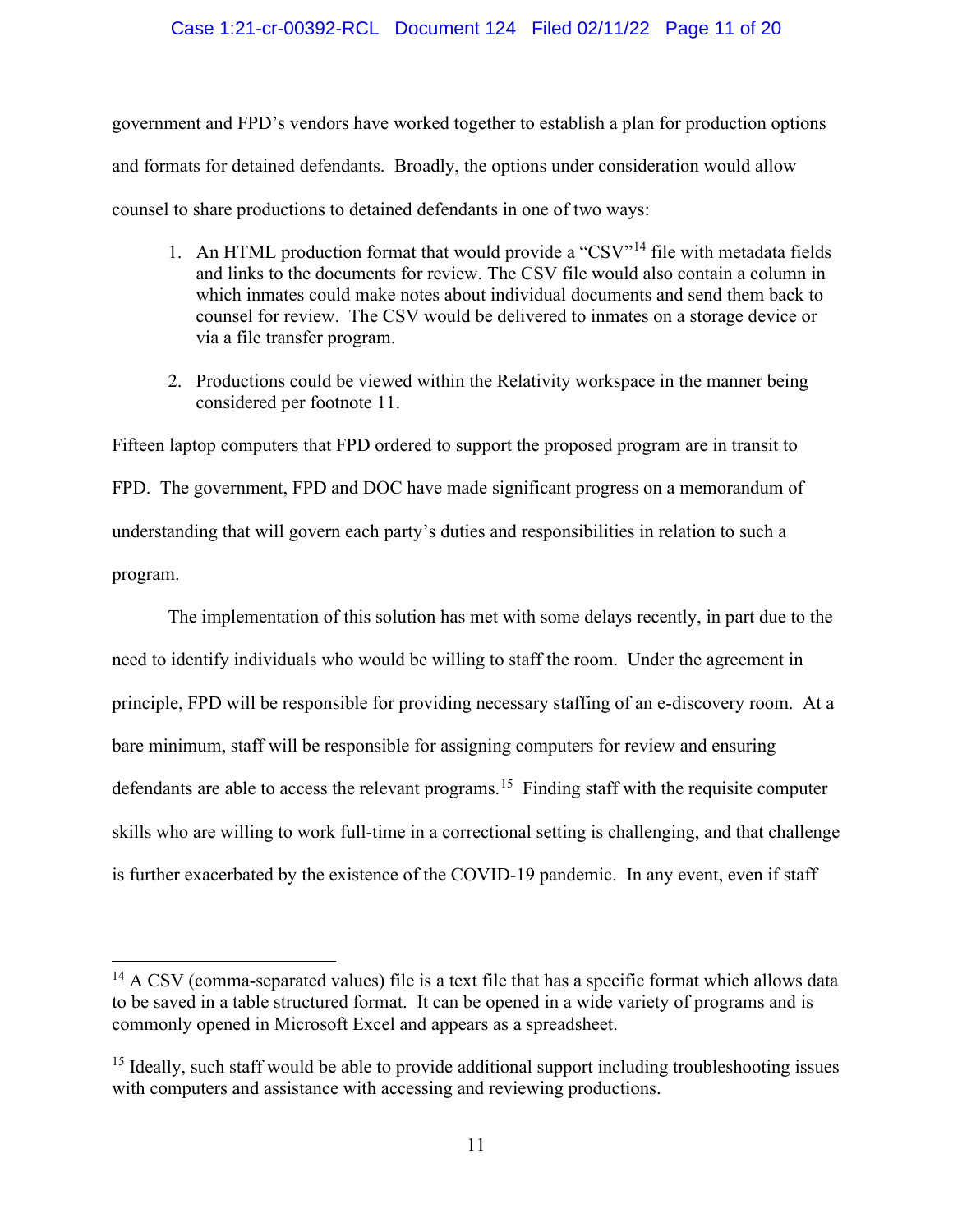government and FPD's vendors have worked together to establish a plan for production options and formats for detained defendants. Broadly, the options under consideration would allow counsel to share productions to detained defendants in one of two ways:

1. An HTML production format that would provide a "CSV"[14] file with metadata fields and links to the documents for review. The CSV file would also contain a column in which inmates could make notes about individual documents and send them back to counsel for review. The CSV would be delivered to inmates on a storage device or via a file transfer program.

2. Productions could be viewed within the Relativity workspace in the manner being considered per footnote 11.

Fifteen laptop computers that FPD ordered to support the proposed program are in transit to FPD. The government, FPD and DOC have made significant progress on a memorandum of understanding that will govern each party's duties and responsibilities in relation to such a program.

The implementation of this solution has met with some delays recently, in part due to the need to identify individuals who would be willing to staff the room. Under the agreement in principle, FPD will be responsible for providing necessary staffing of an e-discovery room. At a bare minimum, staff will be responsible for assigning computers for review and ensuring defendants are able to access the relevant programs.[15] Finding staff with the requisite computer skills who are willing to work full-time in a correctional setting is challenging, and that challenge is further exacerbated by the existence of the COVID-19 pandemic. In any event, even if staff

---

[14] A CSV (comma-separated values) file is a text file that has a specific format which allows data to be saved in a table structured format. It can be opened in a wide variety of programs and is commonly opened in Microsoft Excel and appears as a spreadsheet.

[15] Ideally, such staff would be able to provide additional support including troubleshooting issues with computers and assistance with accessing and reviewing productions.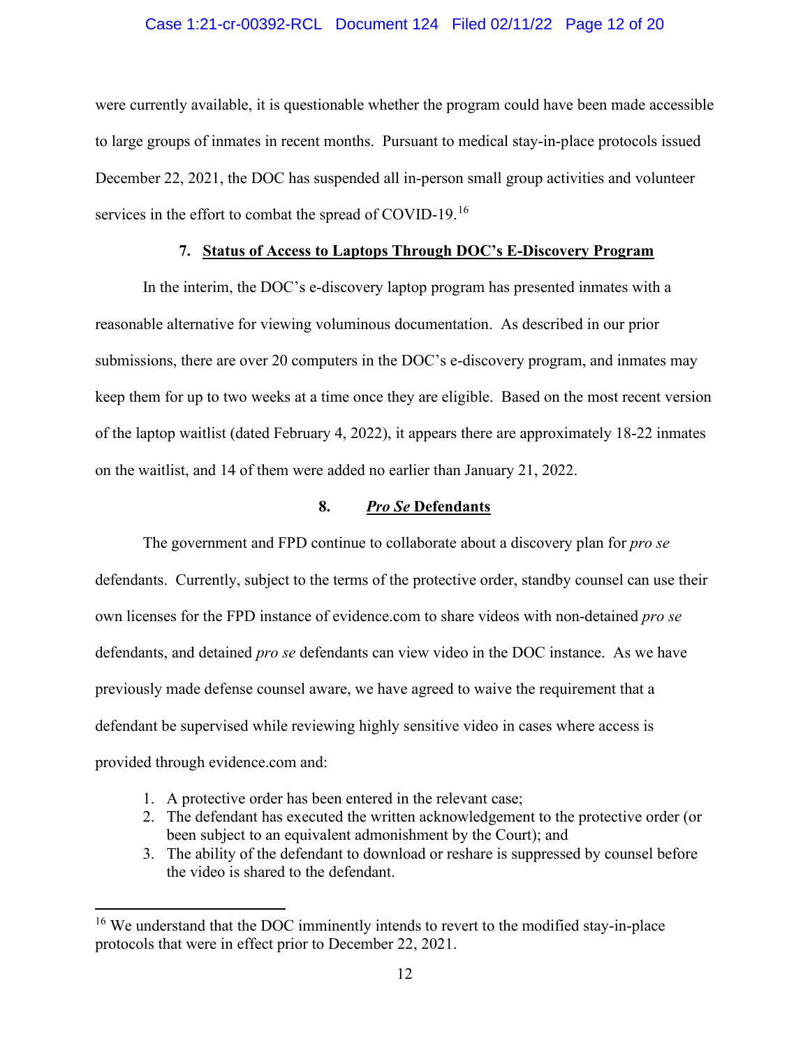were currently available, it is questionable whether the program could have been made accessible to large groups of inmates in recent months. Pursuant to medical stay-in-place protocols issued December 22, 2021, the DOC has suspended all in-person small group activities and volunteer services in the effort to combat the spread of COVID-19.[16]

### 7. Status of Access to Laptops Through DOC's E-Discovery Program

In the interim, the DOC's e-discovery laptop program has presented inmates with a reasonable alternative for viewing voluminous documentation. As described in our prior submissions, there are over 20 computers in the DOC's e-discovery program, and inmates may keep them for up to two weeks at a time once they are eligible. Based on the most recent version of the laptop waitlist (dated February 4, 2022), it appears there are approximately 18-22 inmates on the waitlist, and 14 of them were added no earlier than January 21, 2022.

### 8. *Pro Se* Defendants

The government and FPD continue to collaborate about a discovery plan for *pro se* defendants. Currently, subject to the terms of the protective order, standby counsel can use their own licenses for the FPD instance of evidence.com to share videos with non-detained *pro se* defendants, and detained *pro se* defendants can view video in the DOC instance. As we have previously made defense counsel aware, we have agreed to waive the requirement that a defendant be supervised while reviewing highly sensitive video in cases where access is provided through evidence.com and:

1. A protective order has been entered in the relevant case;
2. The defendant has executed the written acknowledgement to the protective order (or been subject to an equivalent admonishment by the Court); and
3. The ability of the defendant to download or reshare is suppressed by counsel before the video is shared to the defendant.

---

[16] We understand that the DOC imminently intends to revert to the modified stay-in-place protocols that were in effect prior to December 22, 2021.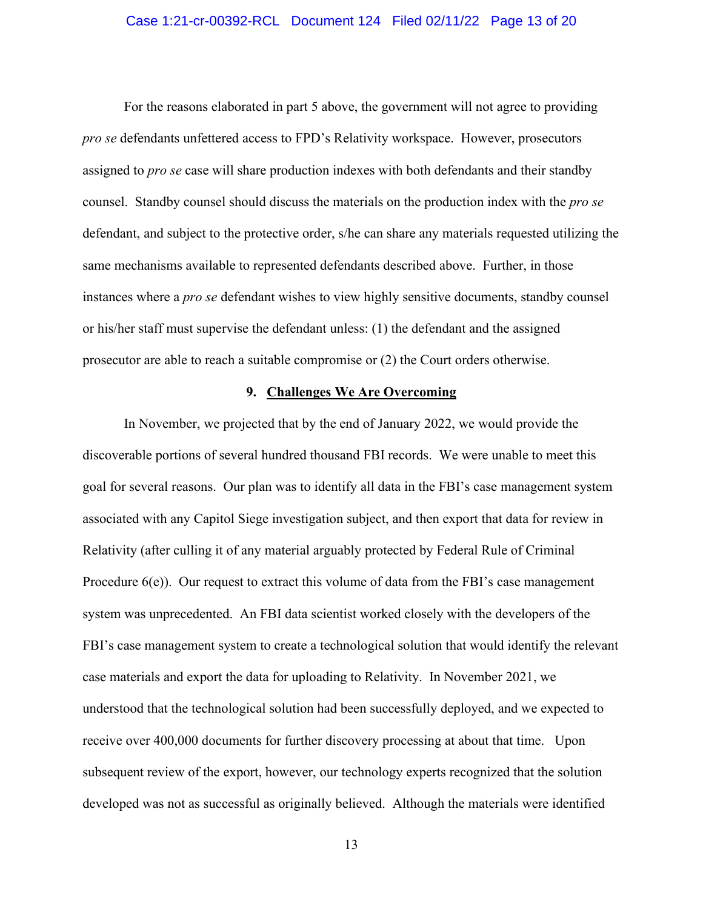For the reasons elaborated in part 5 above, the government will not agree to providing *pro se* defendants unfettered access to FPD's Relativity workspace. However, prosecutors assigned to *pro se* case will share production indexes with both defendants and their standby counsel. Standby counsel should discuss the materials on the production index with the *pro se* defendant, and subject to the protective order, s/he can share any materials requested utilizing the same mechanisms available to represented defendants described above. Further, in those instances where a *pro se* defendant wishes to view highly sensitive documents, standby counsel or his/her staff must supervise the defendant unless: (1) the defendant and the assigned prosecutor are able to reach a suitable compromise or (2) the Court orders otherwise.

## 9. Challenges We Are Overcoming

In November, we projected that by the end of January 2022, we would provide the discoverable portions of several hundred thousand FBI records. We were unable to meet this goal for several reasons. Our plan was to identify all data in the FBI's case management system associated with any Capitol Siege investigation subject, and then export that data for review in Relativity (after culling it of any material arguably protected by Federal Rule of Criminal Procedure 6(e)). Our request to extract this volume of data from the FBI's case management system was unprecedented. An FBI data scientist worked closely with the developers of the FBI's case management system to create a technological solution that would identify the relevant case materials and export the data for uploading to Relativity. In November 2021, we understood that the technological solution had been successfully deployed, and we expected to receive over 400,000 documents for further discovery processing at about that time. Upon subsequent review of the export, however, our technology experts recognized that the solution developed was not as successful as originally believed. Although the materials were identified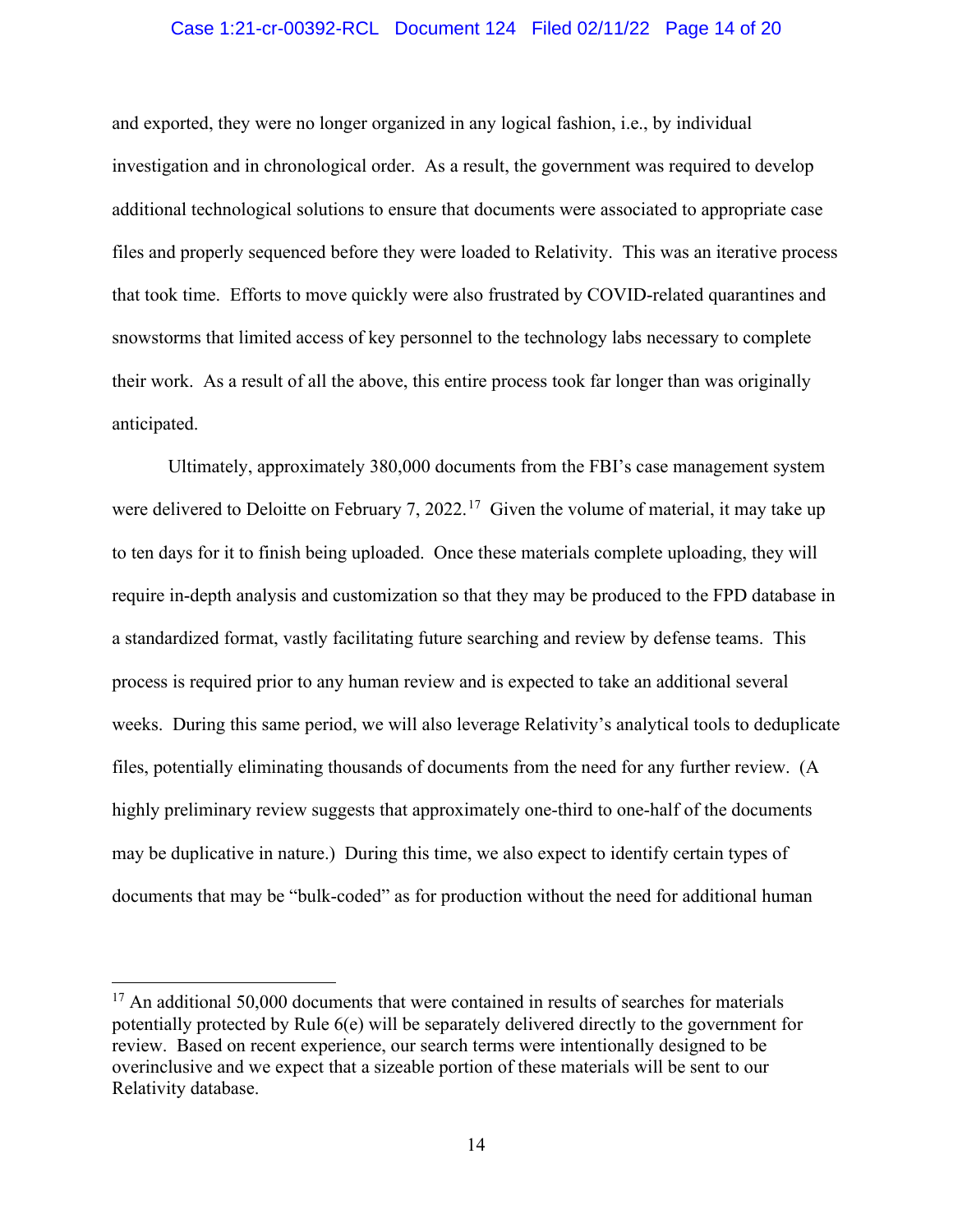and exported, they were no longer organized in any logical fashion, i.e., by individual investigation and in chronological order. As a result, the government was required to develop additional technological solutions to ensure that documents were associated to appropriate case files and properly sequenced before they were loaded to Relativity. This was an iterative process that took time. Efforts to move quickly were also frustrated by COVID-related quarantines and snowstorms that limited access of key personnel to the technology labs necessary to complete their work. As a result of all the above, this entire process took far longer than was originally anticipated.

Ultimately, approximately 380,000 documents from the FBI's case management system were delivered to Deloitte on February 7, 2022.[17] Given the volume of material, it may take up to ten days for it to finish being uploaded. Once these materials complete uploading, they will require in-depth analysis and customization so that they may be produced to the FPD database in a standardized format, vastly facilitating future searching and review by defense teams. This process is required prior to any human review and is expected to take an additional several weeks. During this same period, we will also leverage Relativity's analytical tools to deduplicate files, potentially eliminating thousands of documents from the need for any further review. (A highly preliminary review suggests that approximately one-third to one-half of the documents may be duplicative in nature.) During this time, we also expect to identify certain types of documents that may be "bulk-coded" as for production without the need for additional human

---

[17] An additional 50,000 documents that were contained in results of searches for materials potentially protected by Rule 6(e) will be separately delivered directly to the government for review. Based on recent experience, our search terms were intentionally designed to be overinclusive and we expect that a sizeable portion of these materials will be sent to our Relativity database.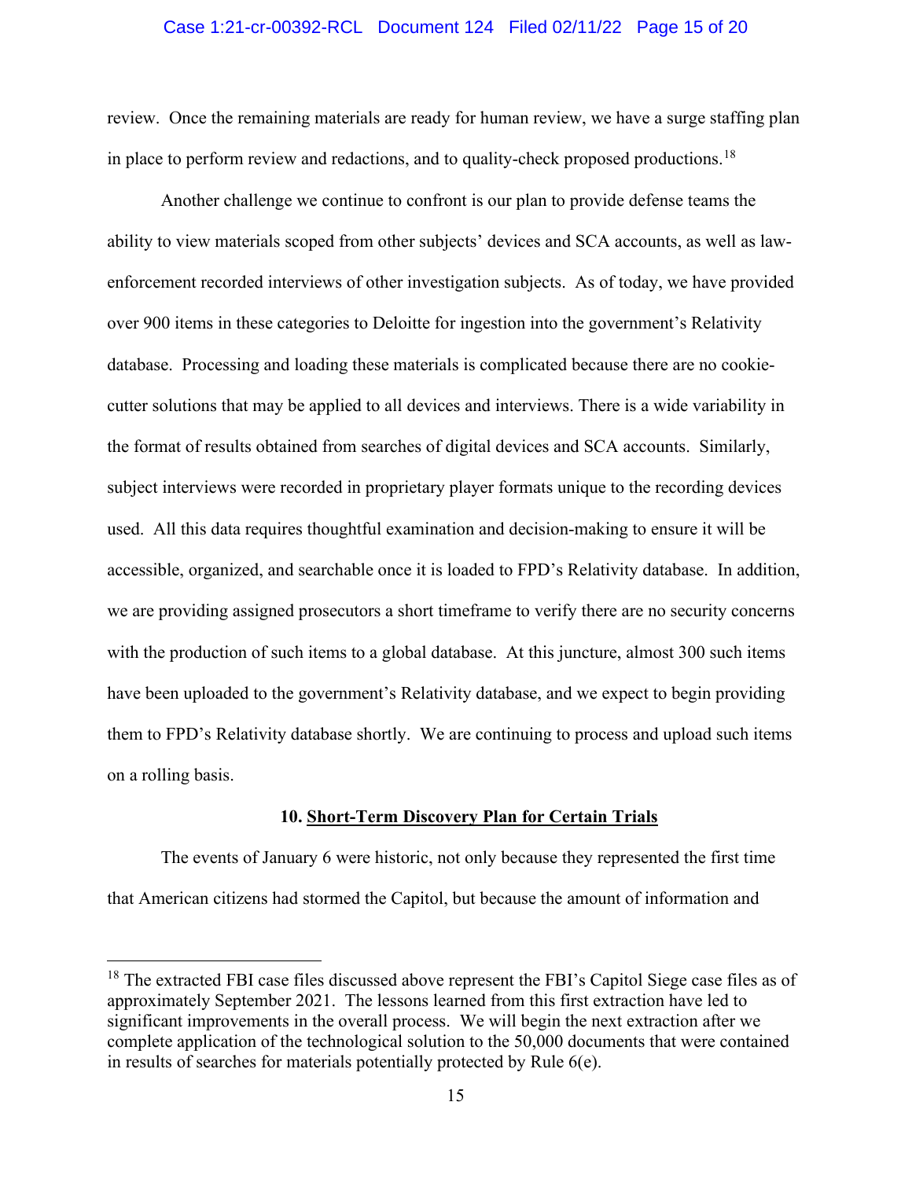review. Once the remaining materials are ready for human review, we have a surge staffing plan in place to perform review and redactions, and to quality-check proposed productions.[18]

Another challenge we continue to confront is our plan to provide defense teams the ability to view materials scoped from other subjects' devices and SCA accounts, as well as law-enforcement recorded interviews of other investigation subjects. As of today, we have provided over 900 items in these categories to Deloitte for ingestion into the government's Relativity database. Processing and loading these materials is complicated because there are no cookie-cutter solutions that may be applied to all devices and interviews. There is a wide variability in the format of results obtained from searches of digital devices and SCA accounts. Similarly, subject interviews were recorded in proprietary player formats unique to the recording devices used. All this data requires thoughtful examination and decision-making to ensure it will be accessible, organized, and searchable once it is loaded to FPD's Relativity database. In addition, we are providing assigned prosecutors a short timeframe to verify there are no security concerns with the production of such items to a global database. At this juncture, almost 300 such items have been uploaded to the government's Relativity database, and we expect to begin providing them to FPD's Relativity database shortly. We are continuing to process and upload such items on a rolling basis.

## 10. Short-Term Discovery Plan for Certain Trials

The events of January 6 were historic, not only because they represented the first time that American citizens had stormed the Capitol, but because the amount of information and

---

[18] The extracted FBI case files discussed above represent the FBI's Capitol Siege case files as of approximately September 2021. The lessons learned from this first extraction have led to significant improvements in the overall process. We will begin the next extraction after we complete application of the technological solution to the 50,000 documents that were contained in results of searches for materials potentially protected by Rule 6(e).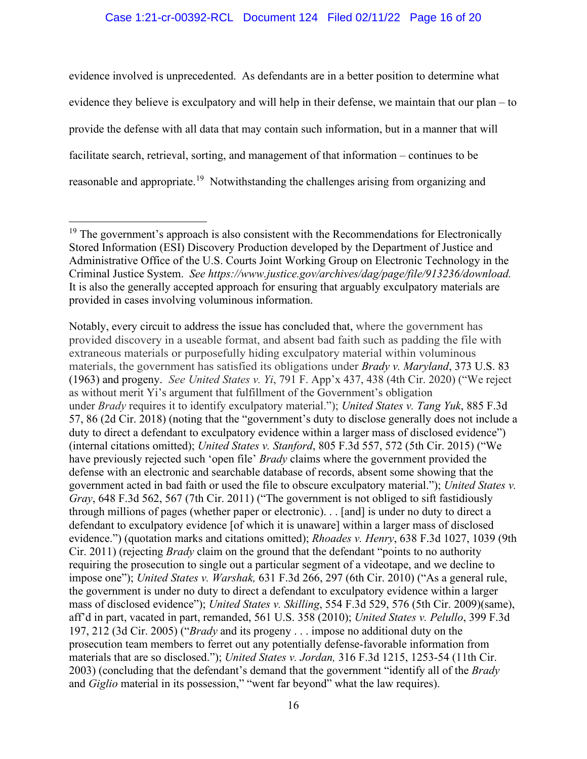evidence involved is unprecedented. As defendants are in a better position to determine what evidence they believe is exculpatory and will help in their defense, we maintain that our plan – to provide the defense with all data that may contain such information, but in a manner that will facilitate search, retrieval, sorting, and management of that information – continues to be reasonable and appropriate.[19] Notwithstanding the challenges arising from organizing and

---

[19] The government's approach is also consistent with the Recommendations for Electronically Stored Information (ESI) Discovery Production developed by the Department of Justice and Administrative Office of the U.S. Courts Joint Working Group on Electronic Technology in the Criminal Justice System. *See https://www.justice.gov/archives/dag/page/file/913236/download.* It is also the generally accepted approach for ensuring that arguably exculpatory materials are provided in cases involving voluminous information.

Notably, every circuit to address the issue has concluded that, where the government has provided discovery in a useable format, and absent bad faith such as padding the file with extraneous materials or purposefully hiding exculpatory material within voluminous materials, the government has satisfied its obligations under *Brady v. Maryland*, 373 U.S. 83 (1963) and progeny. *See United States v. Yi*, 791 F. App'x 437, 438 (4th Cir. 2020) ("We reject as without merit Yi's argument that fulfillment of the Government's obligation under *Brady* requires it to identify exculpatory material."); *United States v. Tang Yuk*, 885 F.3d 57, 86 (2d Cir. 2018) (noting that the "government's duty to disclose generally does not include a duty to direct a defendant to exculpatory evidence within a larger mass of disclosed evidence") (internal citations omitted); *United States v. Stanford*, 805 F.3d 557, 572 (5th Cir. 2015) ("We have previously rejected such 'open file' *Brady* claims where the government provided the defense with an electronic and searchable database of records, absent some showing that the government acted in bad faith or used the file to obscure exculpatory material."); *United States v. Gray*, 648 F.3d 562, 567 (7th Cir. 2011) ("The government is not obliged to sift fastidiously through millions of pages (whether paper or electronic). . . [and] is under no duty to direct a defendant to exculpatory evidence [of which it is unaware] within a larger mass of disclosed evidence.") (quotation marks and citations omitted); *Rhoades v. Henry*, 638 F.3d 1027, 1039 (9th Cir. 2011) (rejecting *Brady* claim on the ground that the defendant "points to no authority requiring the prosecution to single out a particular segment of a videotape, and we decline to impose one"); *United States v. Warshak,* 631 F.3d 266, 297 (6th Cir. 2010) ("As a general rule, the government is under no duty to direct a defendant to exculpatory evidence within a larger mass of disclosed evidence"); *United States v. Skilling*, 554 F.3d 529, 576 (5th Cir. 2009)(same), aff'd in part, vacated in part, remanded, 561 U.S. 358 (2010); *United States v. Pelullo*, 399 F.3d 197, 212 (3d Cir. 2005) ("*Brady* and its progeny . . . impose no additional duty on the prosecution team members to ferret out any potentially defense-favorable information from materials that are so disclosed."); *United States v. Jordan,* 316 F.3d 1215, 1253-54 (11th Cir. 2003) (concluding that the defendant's demand that the government "identify all of the *Brady* and *Giglio* material in its possession," "went far beyond" what the law requires).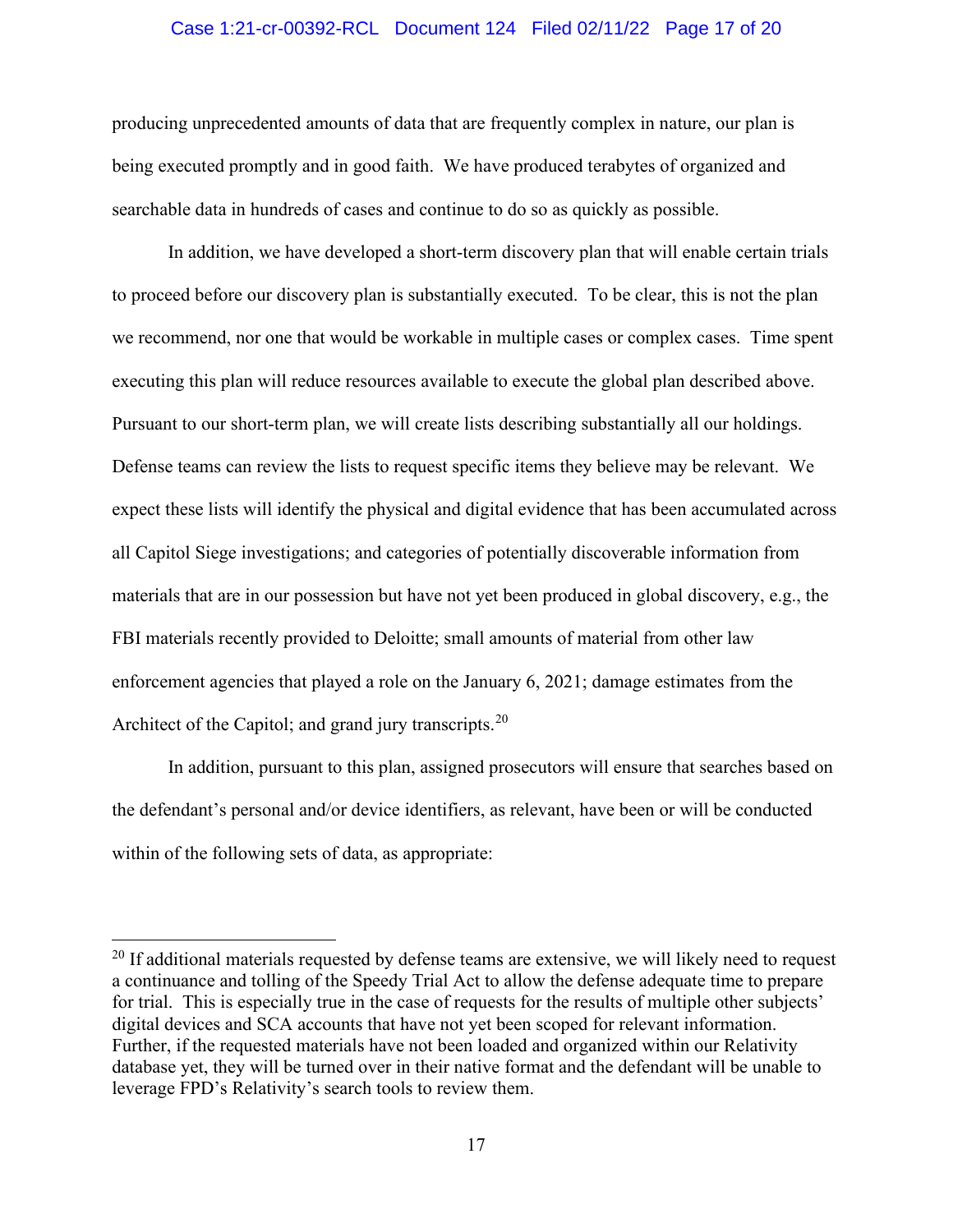producing unprecedented amounts of data that are frequently complex in nature, our plan is being executed promptly and in good faith. We have produced terabytes of organized and searchable data in hundreds of cases and continue to do so as quickly as possible.

In addition, we have developed a short-term discovery plan that will enable certain trials to proceed before our discovery plan is substantially executed. To be clear, this is not the plan we recommend, nor one that would be workable in multiple cases or complex cases. Time spent executing this plan will reduce resources available to execute the global plan described above. Pursuant to our short-term plan, we will create lists describing substantially all our holdings. Defense teams can review the lists to request specific items they believe may be relevant. We expect these lists will identify the physical and digital evidence that has been accumulated across all Capitol Siege investigations; and categories of potentially discoverable information from materials that are in our possession but have not yet been produced in global discovery, e.g., the FBI materials recently provided to Deloitte; small amounts of material from other law enforcement agencies that played a role on the January 6, 2021; damage estimates from the Architect of the Capitol; and grand jury transcripts.[20]

In addition, pursuant to this plan, assigned prosecutors will ensure that searches based on the defendant's personal and/or device identifiers, as relevant, have been or will be conducted within of the following sets of data, as appropriate:

---

[20] If additional materials requested by defense teams are extensive, we will likely need to request a continuance and tolling of the Speedy Trial Act to allow the defense adequate time to prepare for trial. This is especially true in the case of requests for the results of multiple other subjects' digital devices and SCA accounts that have not yet been scoped for relevant information. Further, if the requested materials have not been loaded and organized within our Relativity database yet, they will be turned over in their native format and the defendant will be unable to leverage FPD's Relativity's search tools to review them.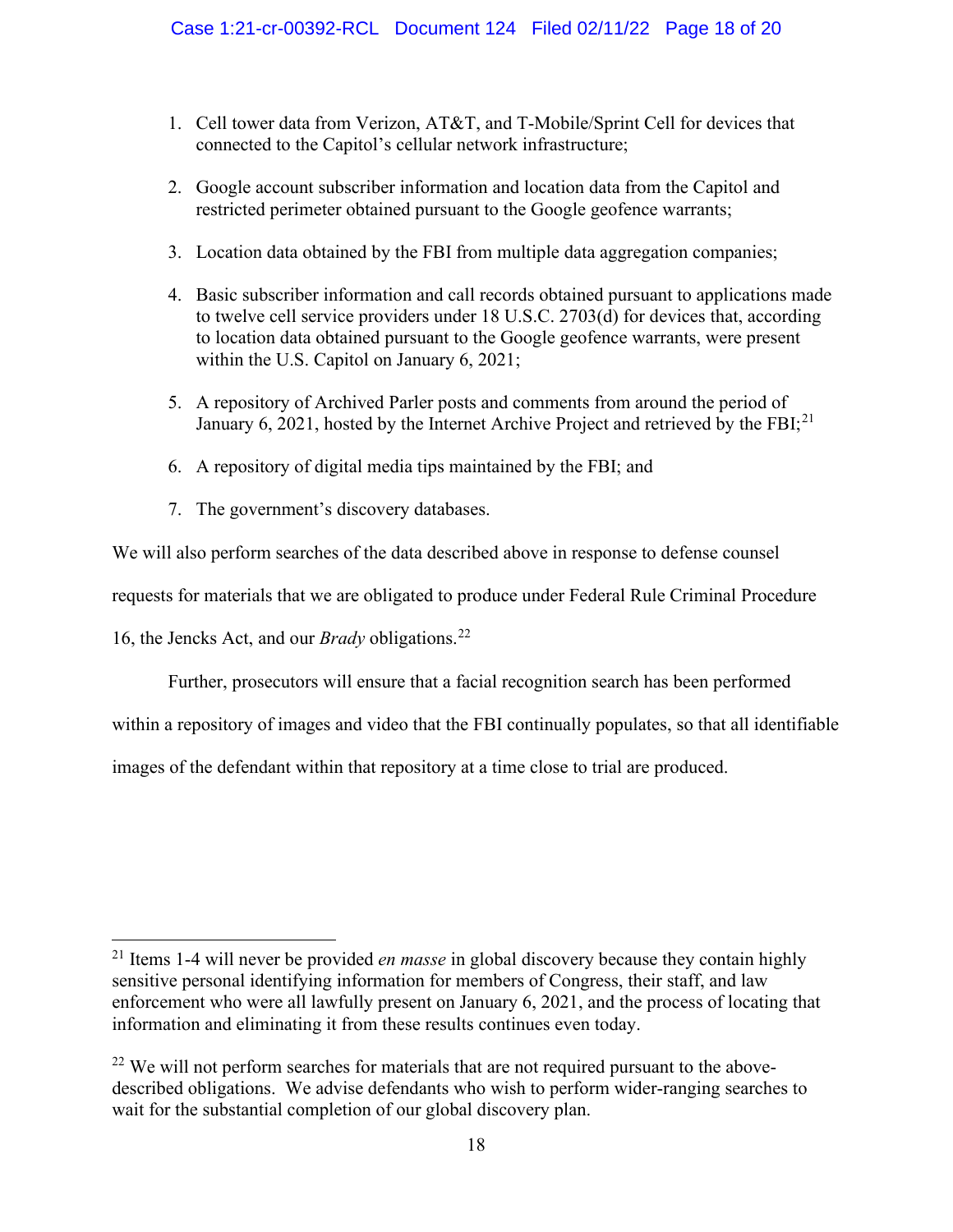1. Cell tower data from Verizon, AT&T, and T-Mobile/Sprint Cell for devices that connected to the Capitol's cellular network infrastructure;

2. Google account subscriber information and location data from the Capitol and restricted perimeter obtained pursuant to the Google geofence warrants;

3. Location data obtained by the FBI from multiple data aggregation companies;

4. Basic subscriber information and call records obtained pursuant to applications made to twelve cell service providers under 18 U.S.C. 2703(d) for devices that, according to location data obtained pursuant to the Google geofence warrants, were present within the U.S. Capitol on January 6, 2021;

5. A repository of Archived Parler posts and comments from around the period of January 6, 2021, hosted by the Internet Archive Project and retrieved by the FBI;[21]

6. A repository of digital media tips maintained by the FBI; and

7. The government's discovery databases.

We will also perform searches of the data described above in response to defense counsel requests for materials that we are obligated to produce under Federal Rule Criminal Procedure 16, the Jencks Act, and our *Brady* obligations.[22]

Further, prosecutors will ensure that a facial recognition search has been performed within a repository of images and video that the FBI continually populates, so that all identifiable images of the defendant within that repository at a time close to trial are produced.

---

[21] Items 1-4 will never be provided *en masse* in global discovery because they contain highly sensitive personal identifying information for members of Congress, their staff, and law enforcement who were all lawfully present on January 6, 2021, and the process of locating that information and eliminating it from these results continues even today.

[22] We will not perform searches for materials that are not required pursuant to the above-described obligations. We advise defendants who wish to perform wider-ranging searches to wait for the substantial completion of our global discovery plan.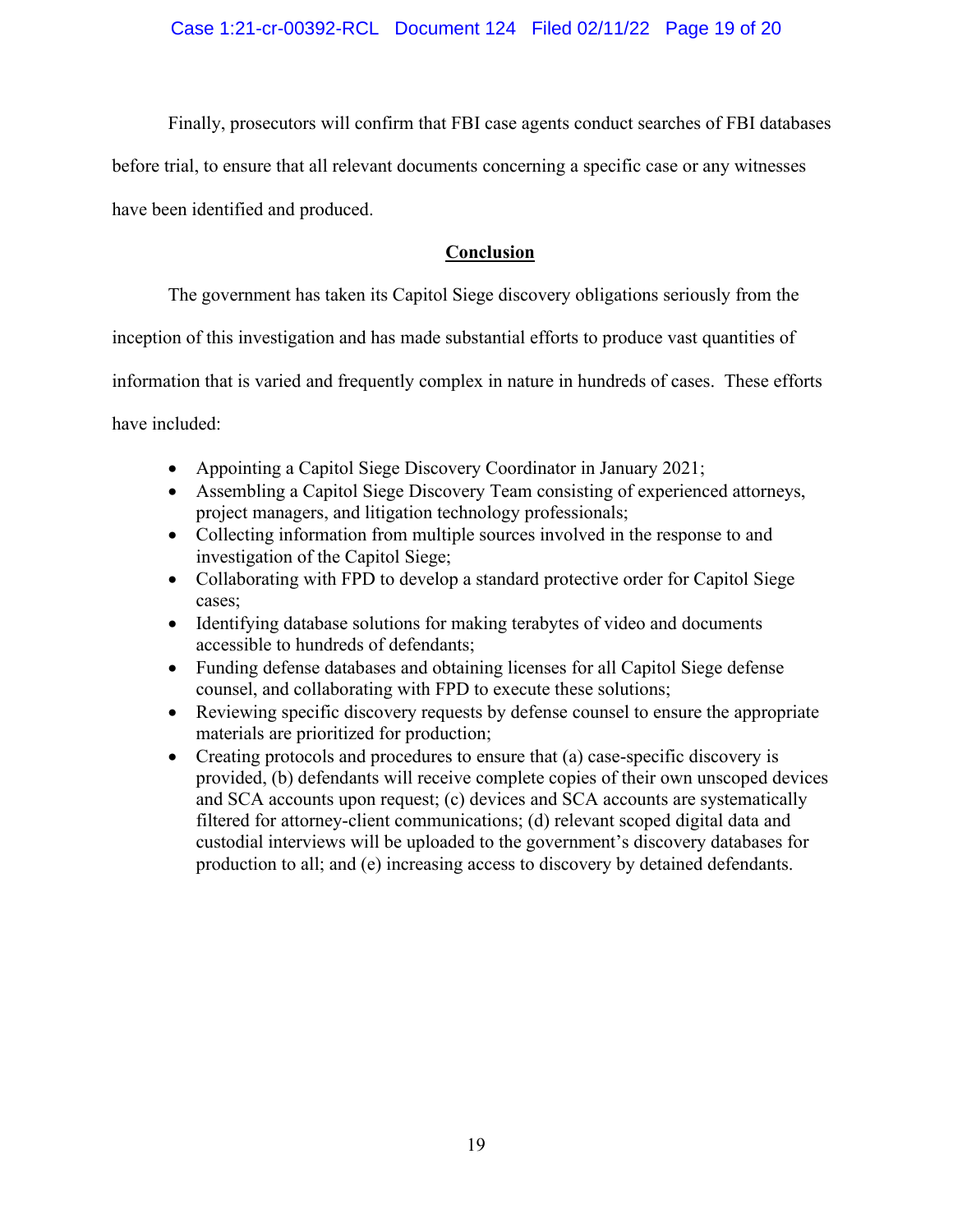Finally, prosecutors will confirm that FBI case agents conduct searches of FBI databases before trial, to ensure that all relevant documents concerning a specific case or any witnesses have been identified and produced.

## Conclusion

The government has taken its Capitol Siege discovery obligations seriously from the inception of this investigation and has made substantial efforts to produce vast quantities of information that is varied and frequently complex in nature in hundreds of cases. These efforts have included:

- Appointing a Capitol Siege Discovery Coordinator in January 2021;
- Assembling a Capitol Siege Discovery Team consisting of experienced attorneys, project managers, and litigation technology professionals;
- Collecting information from multiple sources involved in the response to and investigation of the Capitol Siege;
- Collaborating with FPD to develop a standard protective order for Capitol Siege cases;
- Identifying database solutions for making terabytes of video and documents accessible to hundreds of defendants;
- Funding defense databases and obtaining licenses for all Capitol Siege defense counsel, and collaborating with FPD to execute these solutions;
- Reviewing specific discovery requests by defense counsel to ensure the appropriate materials are prioritized for production;
- Creating protocols and procedures to ensure that (a) case-specific discovery is provided, (b) defendants will receive complete copies of their own unscoped devices and SCA accounts upon request; (c) devices and SCA accounts are systematically filtered for attorney-client communications; (d) relevant scoped digital data and custodial interviews will be uploaded to the government's discovery databases for production to all; and (e) increasing access to discovery by detained defendants.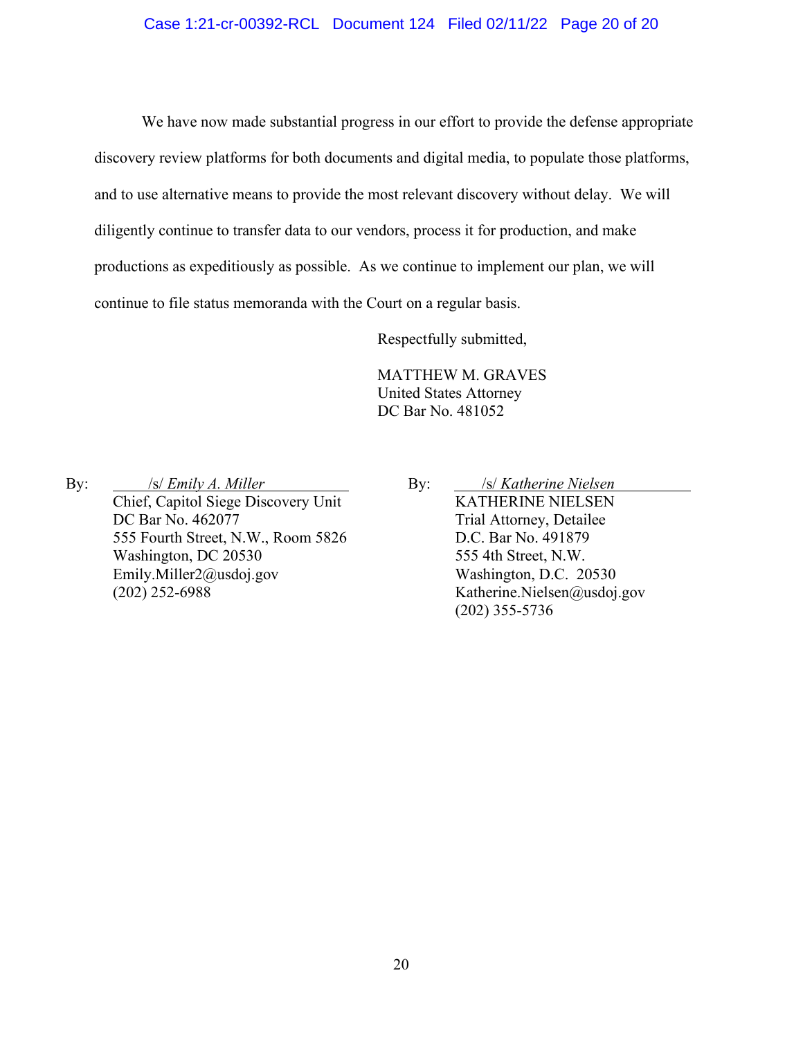We have now made substantial progress in our effort to provide the defense appropriate discovery review platforms for both documents and digital media, to populate those platforms, and to use alternative means to provide the most relevant discovery without delay. We will diligently continue to transfer data to our vendors, process it for production, and make productions as expeditiously as possible. As we continue to implement our plan, we will continue to file status memoranda with the Court on a regular basis.

Respectfully submitted,

MATTHEW M. GRAVES
United States Attorney
DC Bar No. 481052

By: /s/ *Emily A. Miller*
Chief, Capitol Siege Discovery Unit
DC Bar No. 462077
555 Fourth Street, N.W., Room 5826
Washington, DC 20530
Emily.Miller2@usdoj.gov
(202) 252-6988

By: /s/ *Katherine Nielsen*
KATHERINE NIELSEN
Trial Attorney, Detailee
D.C. Bar No. 491879
555 4th Street, N.W.
Washington, D.C. 20530
Katherine.Nielsen@usdoj.gov
(202) 355-5736